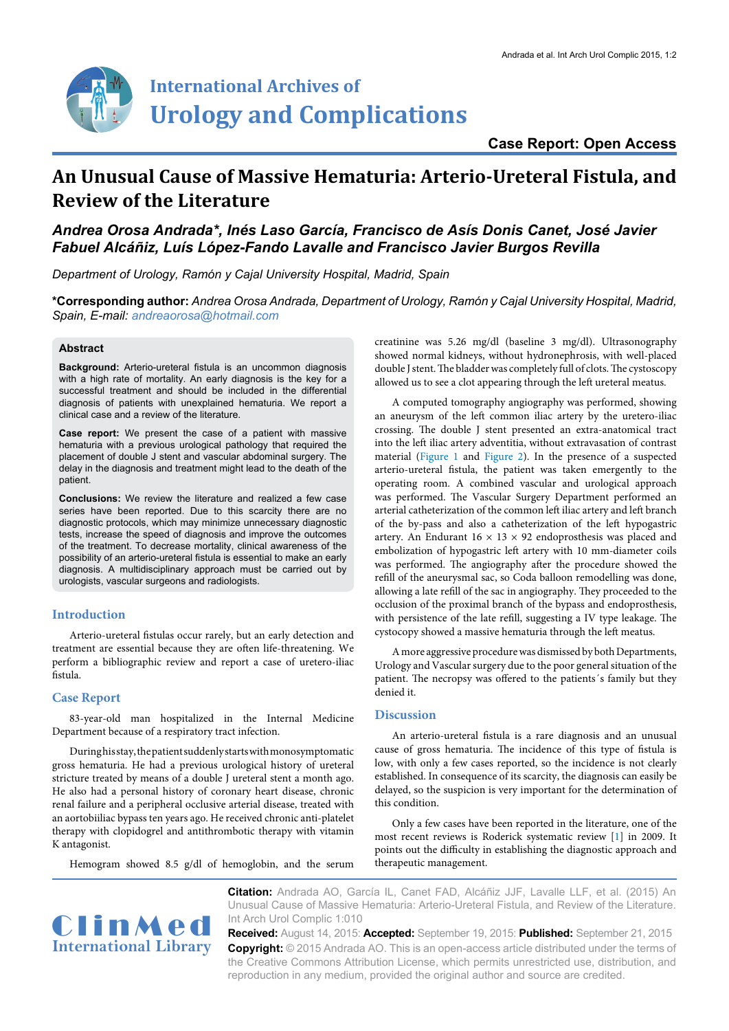**Case Report: Open Access**

# An Unusual Cause of Massive Hematuria: Arterio-Ureteral Fistula, and Review of the Literature

***Andrea Orosa Andrada\*, Inés Laso García, Francisco de Asís Donis Canet, José Javier Fabuel Alcáñiz, Luís López-Fando Lavalle and Francisco Javier Burgos Revilla***

*Department of Urology, Ramón y Cajal University Hospital, Madrid, Spain*

**\*Corresponding author:** *Andrea Orosa Andrada, Department of Urology, Ramón y Cajal University Hospital, Madrid, Spain, E-mail: andreaorosa@hotmail.com*

## Abstract

**Background:** Arterio-ureteral fistula is an uncommon diagnosis with a high rate of mortality. An early diagnosis is the key for a successful treatment and should be included in the differential diagnosis of patients with unexplained hematuria. We report a clinical case and a review of the literature.

**Case report:** We present the case of a patient with massive hematuria with a previous urological pathology that required the placement of double J stent and vascular abdominal surgery. The delay in the diagnosis and treatment might lead to the death of the patient.

**Conclusions:** We review the literature and realized a few case series have been reported. Due to this scarcity there are no diagnostic protocols, which may minimize unnecessary diagnostic tests, increase the speed of diagnosis and improve the outcomes of the treatment. To decrease mortality, clinical awareness of the possibility of an arterio-ureteral fistula is essential to make an early diagnosis. A multidisciplinary approach must be carried out by urologists, vascular surgeons and radiologists.

## Introduction

Arterio-ureteral fistulas occur rarely, but an early detection and treatment are essential because they are often life-threatening. We perform a bibliographic review and report a case of uretero-iliac fistula.

## Case Report

83-year-old man hospitalized in the Internal Medicine Department because of a respiratory tract infection.

During his stay, the patient suddenly starts with monosymptomatic gross hematuria. He had a previous urological history of ureteral stricture treated by means of a double J ureteral stent a month ago. He also had a personal history of coronary heart disease, chronic renal failure and a peripheral occlusive arterial disease, treated with an aortobiiliac bypass ten years ago. He received chronic anti-platelet therapy with clopidogrel and antithrombotic therapy with vitamin K antagonist.

Hemogram showed 8.5 g/dl of hemoglobin, and the serum creatinine was 5.26 mg/dl (baseline 3 mg/dl). Ultrasonography showed normal kidneys, without hydronephrosis, with well-placed double J stent. The bladder was completely full of clots. The cystoscopy allowed us to see a clot appearing through the left ureteral meatus.

A computed tomography angiography was performed, showing an aneurysm of the left common iliac artery by the uretero-iliac crossing. The double J stent presented an extra-anatomical tract into the left iliac artery adventitia, without extravasation of contrast material (Figure 1 and Figure 2). In the presence of a suspected arterio-ureteral fistula, the patient was taken emergently to the operating room. A combined vascular and urological approach was performed. The Vascular Surgery Department performed an arterial catheterization of the common left iliac artery and left branch of the by-pass and also a catheterization of the left hypogastric artery. An Endurant 16 × 13 × 92 endoprosthesis was placed and embolization of hypogastric left artery with 10 mm-diameter coils was performed. The angiography after the procedure showed the refill of the aneurysmal sac, so Coda balloon remodelling was done, allowing a late refill of the sac in angiography. They proceeded to the occlusion of the proximal branch of the bypass and endoprosthesis, with persistence of the late refill, suggesting a IV type leakage. The cystocopy showed a massive hematuria through the left meatus.

A more aggressive procedure was dismissed by both Departments, Urology and Vascular surgery due to the poor general situation of the patient. The necropsy was offered to the patients´s family but they denied it.

## Discussion

An arterio-ureteral fistula is a rare diagnosis and an unusual cause of gross hematuria. The incidence of this type of fistula is low, with only a few cases reported, so the incidence is not clearly established. In consequence of its scarcity, the diagnosis can easily be delayed, so the suspicion is very important for the determination of this condition.

Only a few cases have been reported in the literature, one of the most recent reviews is Roderick systematic review [1] in 2009. It points out the difficulty in establishing the diagnostic approach and therapeutic management.

**Citation:** Andrada AO, García IL, Canet FAD, Alcáñiz JJF, Lavalle LLF, et al. (2015) An Unusual Cause of Massive Hematuria: Arterio-Ureteral Fistula, and Review of the Literature. Int Arch Urol Complic 1:010

**Received:** August 14, 2015: **Accepted:** September 19, 2015: **Published:** September 21, 2015

**Copyright:** © 2015 Andrada AO. This is an open-access article distributed under the terms of the Creative Commons Attribution License, which permits unrestricted use, distribution, and reproduction in any medium, provided the original author and source are credited.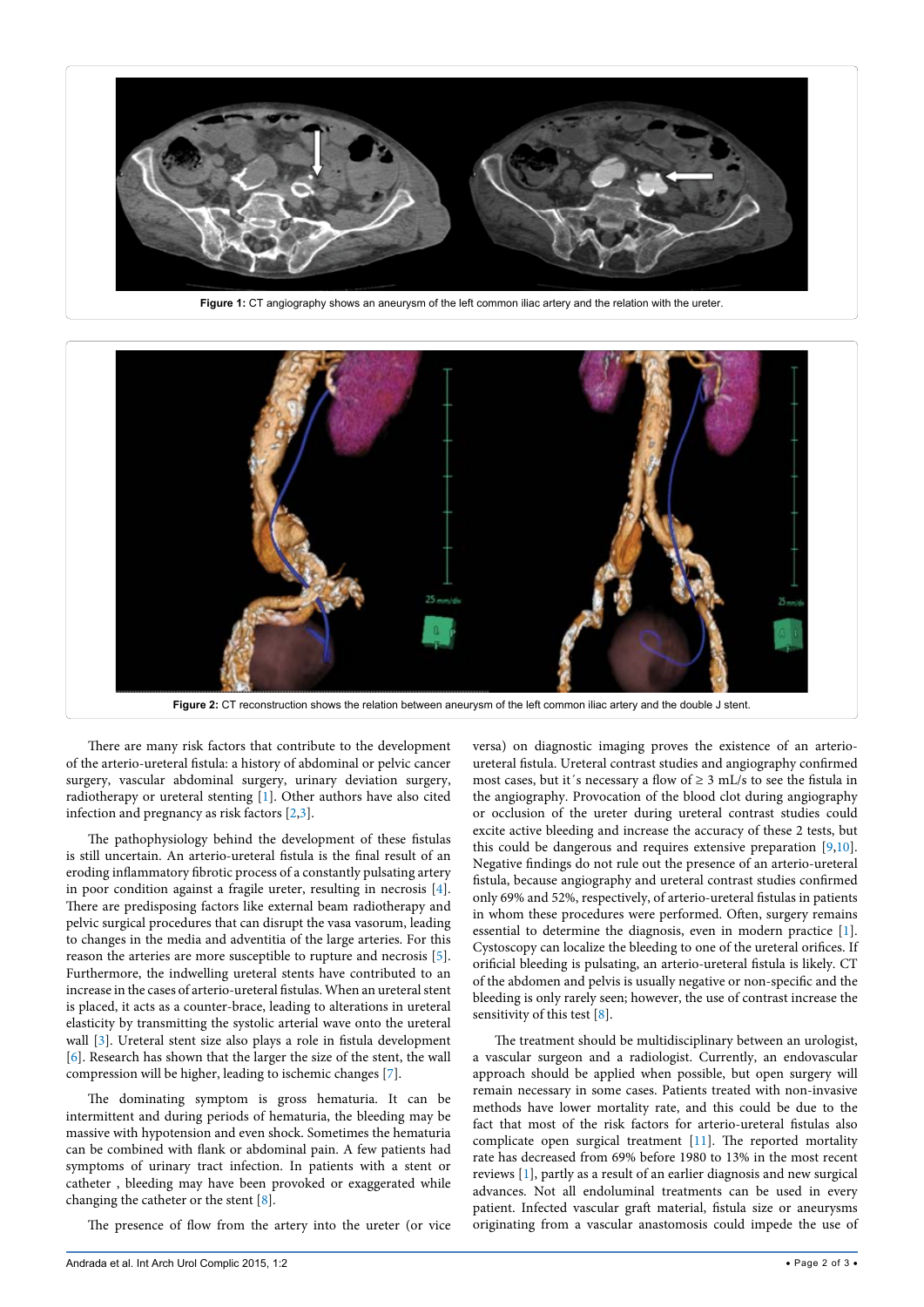Figure 1: CT angiography shows an aneurysm of the left common iliac artery and the relation with the ureter.

Figure 2: CT reconstruction shows the relation between aneurysm of the left common iliac artery and the double J stent.

There are many risk factors that contribute to the development of the arterio-ureteral fistula: a history of abdominal or pelvic cancer surgery, vascular abdominal surgery, urinary deviation surgery, radiotherapy or ureteral stenting [1]. Other authors have also cited infection and pregnancy as risk factors [2,3].

The pathophysiology behind the development of these fistulas is still uncertain. An arterio-ureteral fistula is the final result of an eroding inflammatory fibrotic process of a constantly pulsating artery in poor condition against a fragile ureter, resulting in necrosis [4]. There are predisposing factors like external beam radiotherapy and pelvic surgical procedures that can disrupt the vasa vasorum, leading to changes in the media and adventitia of the large arteries. For this reason the arteries are more susceptible to rupture and necrosis [5]. Furthermore, the indwelling ureteral stents have contributed to an increase in the cases of arterio-ureteral fistulas. When an ureteral stent is placed, it acts as a counter-brace, leading to alterations in ureteral elasticity by transmitting the systolic arterial wave onto the ureteral wall [3]. Ureteral stent size also plays a role in fistula development [6]. Research has shown that the larger the size of the stent, the wall compression will be higher, leading to ischemic changes [7].

The dominating symptom is gross hematuria. It can be intermittent and during periods of hematuria, the bleeding may be massive with hypotension and even shock. Sometimes the hematuria can be combined with flank or abdominal pain. A few patients had symptoms of urinary tract infection. In patients with a stent or catheter , bleeding may have been provoked or exaggerated while changing the catheter or the stent [8].

The presence of flow from the artery into the ureter (or vice versa) on diagnostic imaging proves the existence of an arterio-ureteral fistula. Ureteral contrast studies and angiography confirmed most cases, but it´s necessary a flow of ≥ 3 mL/s to see the fistula in the angiography. Provocation of the blood clot during angiography or occlusion of the ureter during ureteral contrast studies could excite active bleeding and increase the accuracy of these 2 tests, but this could be dangerous and requires extensive preparation [9,10]. Negative findings do not rule out the presence of an arterio-ureteral fistula, because angiography and ureteral contrast studies confirmed only 69% and 52%, respectively, of arterio-ureteral fistulas in patients in whom these procedures were performed. Often, surgery remains essential to determine the diagnosis, even in modern practice [1]. Cystoscopy can localize the bleeding to one of the ureteral orifices. If orificial bleeding is pulsating, an arterio-ureteral fistula is likely. CT of the abdomen and pelvis is usually negative or non-specific and the bleeding is only rarely seen; however, the use of contrast increase the sensitivity of this test [8].

The treatment should be multidisciplinary between an urologist, a vascular surgeon and a radiologist. Currently, an endovascular approach should be applied when possible, but open surgery will remain necessary in some cases. Patients treated with non-invasive methods have lower mortality rate, and this could be due to the fact that most of the risk factors for arterio-ureteral fistulas also complicate open surgical treatment [11]. The reported mortality rate has decreased from 69% before 1980 to 13% in the most recent reviews [1], partly as a result of an earlier diagnosis and new surgical advances. Not all endoluminal treatments can be used in every patient. Infected vascular graft material, fistula size or aneurysms originating from a vascular anastomosis could impede the use of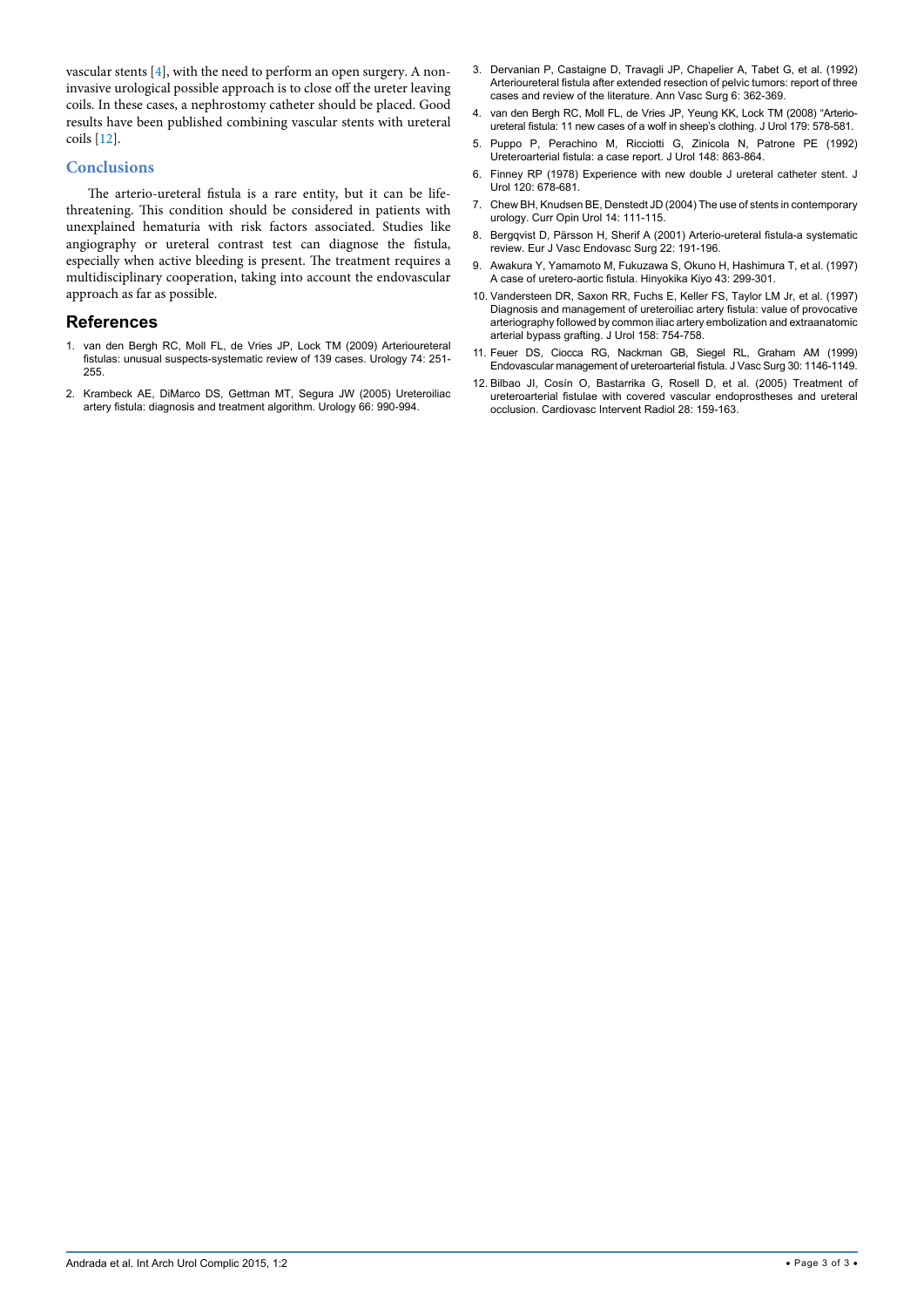vascular stents [4], with the need to perform an open surgery. A non-invasive urological possible approach is to close off the ureter leaving coils. In these cases, a nephrostomy catheter should be placed. Good results have been published combining vascular stents with ureteral coils [12].

## Conclusions

The arterio-ureteral fistula is a rare entity, but it can be life-threatening. This condition should be considered in patients with unexplained hematuria with risk factors associated. Studies like angiography or ureteral contrast test can diagnose the fistula, especially when active bleeding is present. The treatment requires a multidisciplinary cooperation, taking into account the endovascular approach as far as possible.

## References

1. van den Bergh RC, Moll FL, de Vries JP, Lock TM (2009) Arterioureteral fistulas: unusual suspects-systematic review of 139 cases. Urology 74: 251-255.
2. Krambeck AE, DiMarco DS, Gettman MT, Segura JW (2005) Ureteroiliac artery fistula: diagnosis and treatment algorithm. Urology 66: 990-994.
3. Dervanian P, Castaigne D, Travagli JP, Chapelier A, Tabet G, et al. (1992) Arterioureteral fistula after extended resection of pelvic tumors: report of three cases and review of the literature. Ann Vasc Surg 6: 362-369.
4. van den Bergh RC, Moll FL, de Vries JP, Yeung KK, Lock TM (2008) "Arterio-ureteral fistula: 11 new cases of a wolf in sheep's clothing. J Urol 179: 578-581.
5. Puppo P, Perachino M, Ricciotti G, Zinicola N, Patrone PE (1992) Ureteroarterial fistula: a case report. J Urol 148: 863-864.
6. Finney RP (1978) Experience with new double J ureteral catheter stent. J Urol 120: 678-681.
7. Chew BH, Knudsen BE, Denstedt JD (2004) The use of stents in contemporary urology. Curr Opin Urol 14: 111-115.
8. Bergqvist D, Pärsson H, Sherif A (2001) Arterio-ureteral fistula-a systematic review. Eur J Vasc Endovasc Surg 22: 191-196.
9. Awakura Y, Yamamoto M, Fukuzawa S, Okuno H, Hashimura T, et al. (1997) A case of uretero-aortic fistula. Hinyokika Kiyo 43: 299-301.
10. Vandersteen DR, Saxon RR, Fuchs E, Keller FS, Taylor LM Jr, et al. (1997) Diagnosis and management of ureteroiliac artery fistula: value of provocative arteriography followed by common iliac artery embolization and extraanatomic arterial bypass grafting. J Urol 158: 754-758.
11. Feuer DS, Ciocca RG, Nackman GB, Siegel RL, Graham AM (1999) Endovascular management of ureteroarterial fistula. J Vasc Surg 30: 1146-1149.
12. Bilbao JI, Cosín O, Bastarrika G, Rosell D, et al. (2005) Treatment of ureteroarterial fistulae with covered vascular endoprostheses and ureteral occlusion. Cardiovasc Intervent Radiol 28: 159-163.